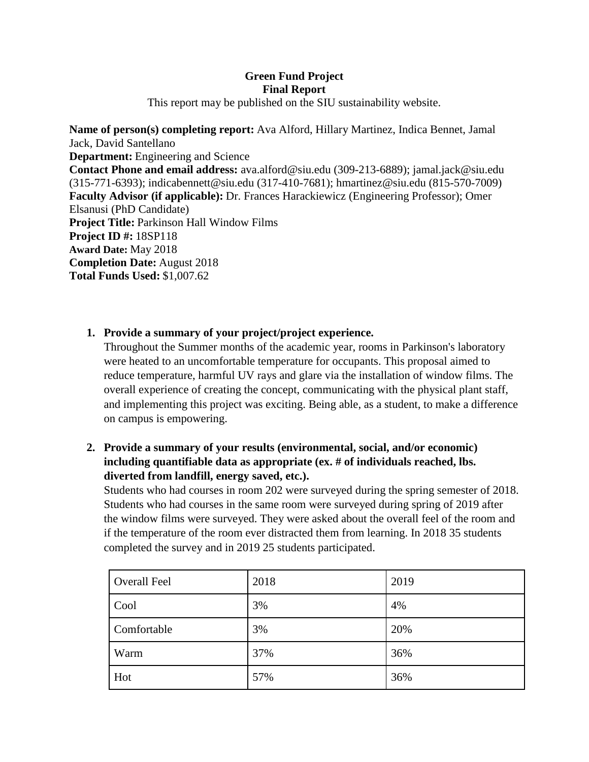**Green Fund Project**
**Final Report**

This report may be published on the SIU sustainability website.

**Name of person(s) completing report:** Ava Alford, Hillary Martinez, Indica Bennet, Jamal Jack, David Santellano
**Department:** Engineering and Science
**Contact Phone and email address:** ava.alford@siu.edu (309-213-6889); jamal.jack@siu.edu (315-771-6393); indicabennett@siu.edu (317-410-7681); hmartinez@siu.edu (815-570-7009)
**Faculty Advisor (if applicable):** Dr. Frances Harackiewicz (Engineering Professor); Omer Elsanusi (PhD Candidate)
**Project Title:** Parkinson Hall Window Films
**Project ID #:** 18SP118
**Award Date:** May 2018
**Completion Date:** August 2018
**Total Funds Used:** $1,007.62

1. **Provide a summary of your project/project experience.**
   Throughout the Summer months of the academic year, rooms in Parkinson's laboratory were heated to an uncomfortable temperature for occupants. This proposal aimed to reduce temperature, harmful UV rays and glare via the installation of window films. The overall experience of creating the concept, communicating with the physical plant staff, and implementing this project was exciting. Being able, as a student, to make a difference on campus is empowering.

2. **Provide a summary of your results (environmental, social, and/or economic) including quantifiable data as appropriate (ex. # of individuals reached, lbs. diverted from landfill, energy saved, etc.).**
   Students who had courses in room 202 were surveyed during the spring semester of 2018. Students who had courses in the same room were surveyed during spring of 2019 after the window films were surveyed. They were asked about the overall feel of the room and if the temperature of the room ever distracted them from learning. In 2018 35 students completed the survey and in 2019 25 students participated.

| Overall Feel | 2018 | 2019 |
|---|---|---|
| Cool | 3% | 4% |
| Comfortable | 3% | 20% |
| Warm | 37% | 36% |
| Hot | 57% | 36% |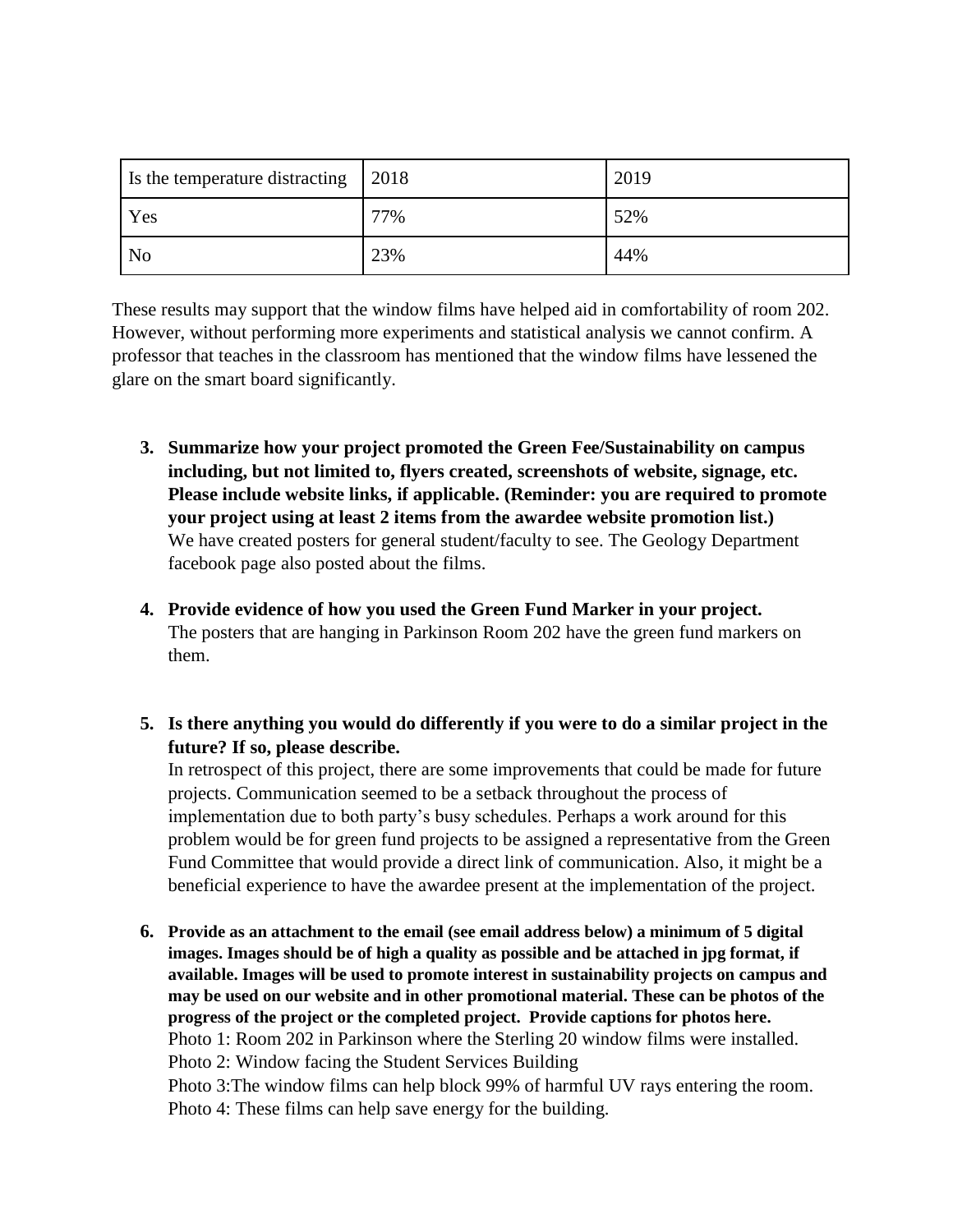| Is the temperature distracting | 2018 | 2019 |
| --- | --- | --- |
| Yes | 77% | 52% |
| No | 23% | 44% |

These results may support that the window films have helped aid in comfortability of room 202. However, without performing more experiments and statistical analysis we cannot confirm. A professor that teaches in the classroom has mentioned that the window films have lessened the glare on the smart board significantly.

3. **Summarize how your project promoted the Green Fee/Sustainability on campus including, but not limited to, flyers created, screenshots of website, signage, etc. Please include website links, if applicable. (Reminder: you are required to promote your project using at least 2 items from the awardee website promotion list.)**
   We have created posters for general student/faculty to see. The Geology Department facebook page also posted about the films.

4. **Provide evidence of how you used the Green Fund Marker in your project.**
   The posters that are hanging in Parkinson Room 202 have the green fund markers on them.

5. **Is there anything you would do differently if you were to do a similar project in the future? If so, please describe.**
   In retrospect of this project, there are some improvements that could be made for future projects. Communication seemed to be a setback throughout the process of implementation due to both party's busy schedules. Perhaps a work around for this problem would be for green fund projects to be assigned a representative from the Green Fund Committee that would provide a direct link of communication. Also, it might be a beneficial experience to have the awardee present at the implementation of the project.

6. **Provide as an attachment to the email (see email address below) a minimum of 5 digital images. Images should be of high a quality as possible and be attached in jpg format, if available. Images will be used to promote interest in sustainability projects on campus and may be used on our website and in other promotional material. These can be photos of the progress of the project or the completed project. Provide captions for photos here.**
   Photo 1: Room 202 in Parkinson where the Sterling 20 window films were installed.
   Photo 2: Window facing the Student Services Building
   Photo 3:The window films can help block 99% of harmful UV rays entering the room.
   Photo 4: These films can help save energy for the building.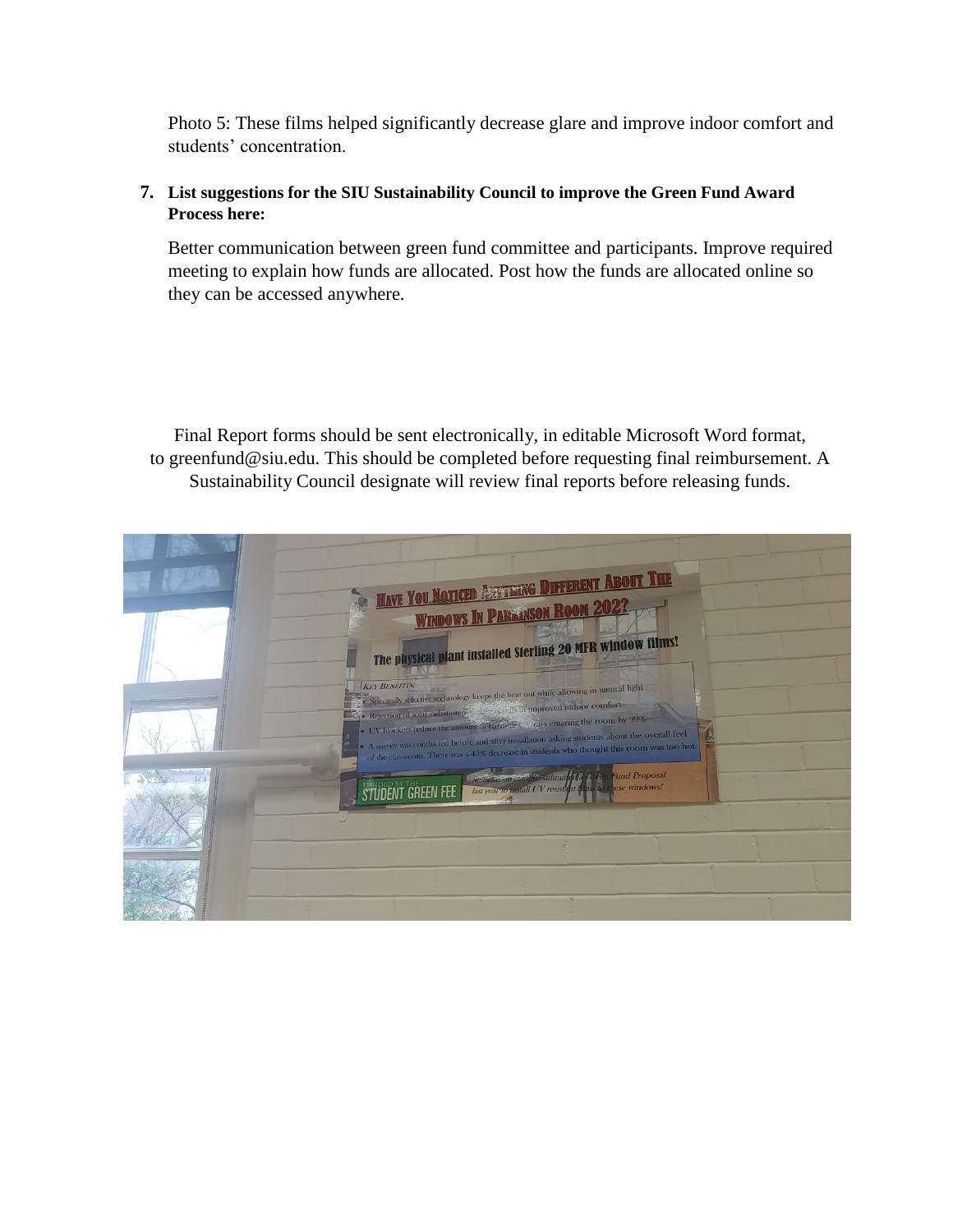Photo 5: These films helped significantly decrease glare and improve indoor comfort and students' concentration.

**7. List suggestions for the SIU Sustainability Council to improve the Green Fund Award Process here:**

Better communication between green fund committee and participants. Improve required meeting to explain how funds are allocated. Post how the funds are allocated online so they can be accessed anywhere.

Final Report forms should be sent electronically, in editable Microsoft Word format, to greenfund@siu.edu. This should be completed before requesting final reimbursement. A Sustainability Council designate will review final reports before releasing funds.